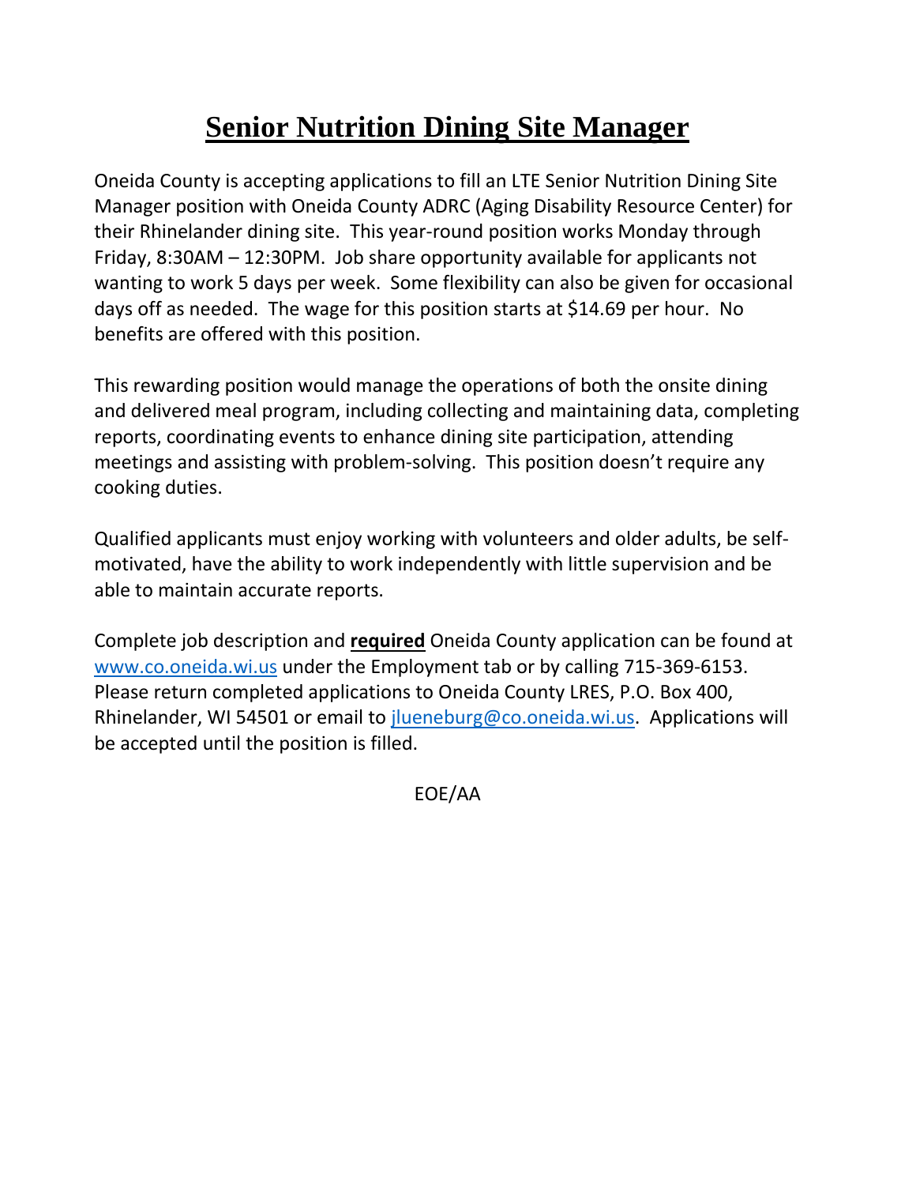# Senior Nutrition Dining Site Manager

Oneida County is accepting applications to fill an LTE Senior Nutrition Dining Site Manager position with Oneida County ADRC (Aging Disability Resource Center) for their Rhinelander dining site. This year-round position works Monday through Friday, 8:30AM – 12:30PM. Job share opportunity available for applicants not wanting to work 5 days per week. Some flexibility can also be given for occasional days off as needed. The wage for this position starts at $14.69 per hour. No benefits are offered with this position.

This rewarding position would manage the operations of both the onsite dining and delivered meal program, including collecting and maintaining data, completing reports, coordinating events to enhance dining site participation, attending meetings and assisting with problem-solving. This position doesn't require any cooking duties.

Qualified applicants must enjoy working with volunteers and older adults, be self-motivated, have the ability to work independently with little supervision and be able to maintain accurate reports.

Complete job description and **required** Oneida County application can be found at www.co.oneida.wi.us under the Employment tab or by calling 715-369-6153. Please return completed applications to Oneida County LRES, P.O. Box 400, Rhinelander, WI 54501 or email to jlueneburg@co.oneida.wi.us. Applications will be accepted until the position is filled.

EOE/AA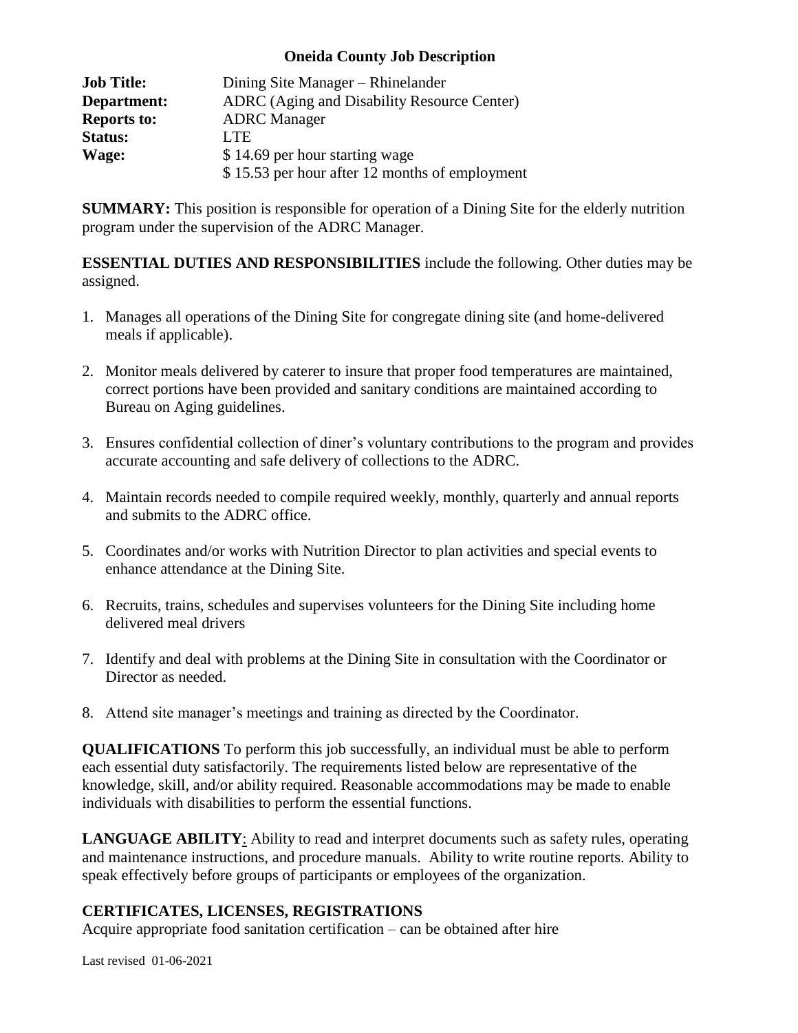# Oneida County Job Description

**Job Title:** Dining Site Manager – Rhinelander
**Department:** ADRC (Aging and Disability Resource Center)
**Reports to:** ADRC Manager
**Status:** LTE
**Wage:** $ 14.69 per hour starting wage
$ 15.53 per hour after 12 months of employment

**SUMMARY:** This position is responsible for operation of a Dining Site for the elderly nutrition program under the supervision of the ADRC Manager.

**ESSENTIAL DUTIES AND RESPONSIBILITIES** include the following. Other duties may be assigned.

1. Manages all operations of the Dining Site for congregate dining site (and home-delivered meals if applicable).
2. Monitor meals delivered by caterer to insure that proper food temperatures are maintained, correct portions have been provided and sanitary conditions are maintained according to Bureau on Aging guidelines.
3. Ensures confidential collection of diner's voluntary contributions to the program and provides accurate accounting and safe delivery of collections to the ADRC.
4. Maintain records needed to compile required weekly, monthly, quarterly and annual reports and submits to the ADRC office.
5. Coordinates and/or works with Nutrition Director to plan activities and special events to enhance attendance at the Dining Site.
6. Recruits, trains, schedules and supervises volunteers for the Dining Site including home delivered meal drivers
7. Identify and deal with problems at the Dining Site in consultation with the Coordinator or Director as needed.
8. Attend site manager's meetings and training as directed by the Coordinator.

**QUALIFICATIONS** To perform this job successfully, an individual must be able to perform each essential duty satisfactorily. The requirements listed below are representative of the knowledge, skill, and/or ability required. Reasonable accommodations may be made to enable individuals with disabilities to perform the essential functions.

**LANGUAGE ABILITY**: Ability to read and interpret documents such as safety rules, operating and maintenance instructions, and procedure manuals. Ability to write routine reports. Ability to speak effectively before groups of participants or employees of the organization.

## CERTIFICATES, LICENSES, REGISTRATIONS

Acquire appropriate food sanitation certification – can be obtained after hire

Last revised 01-06-2021